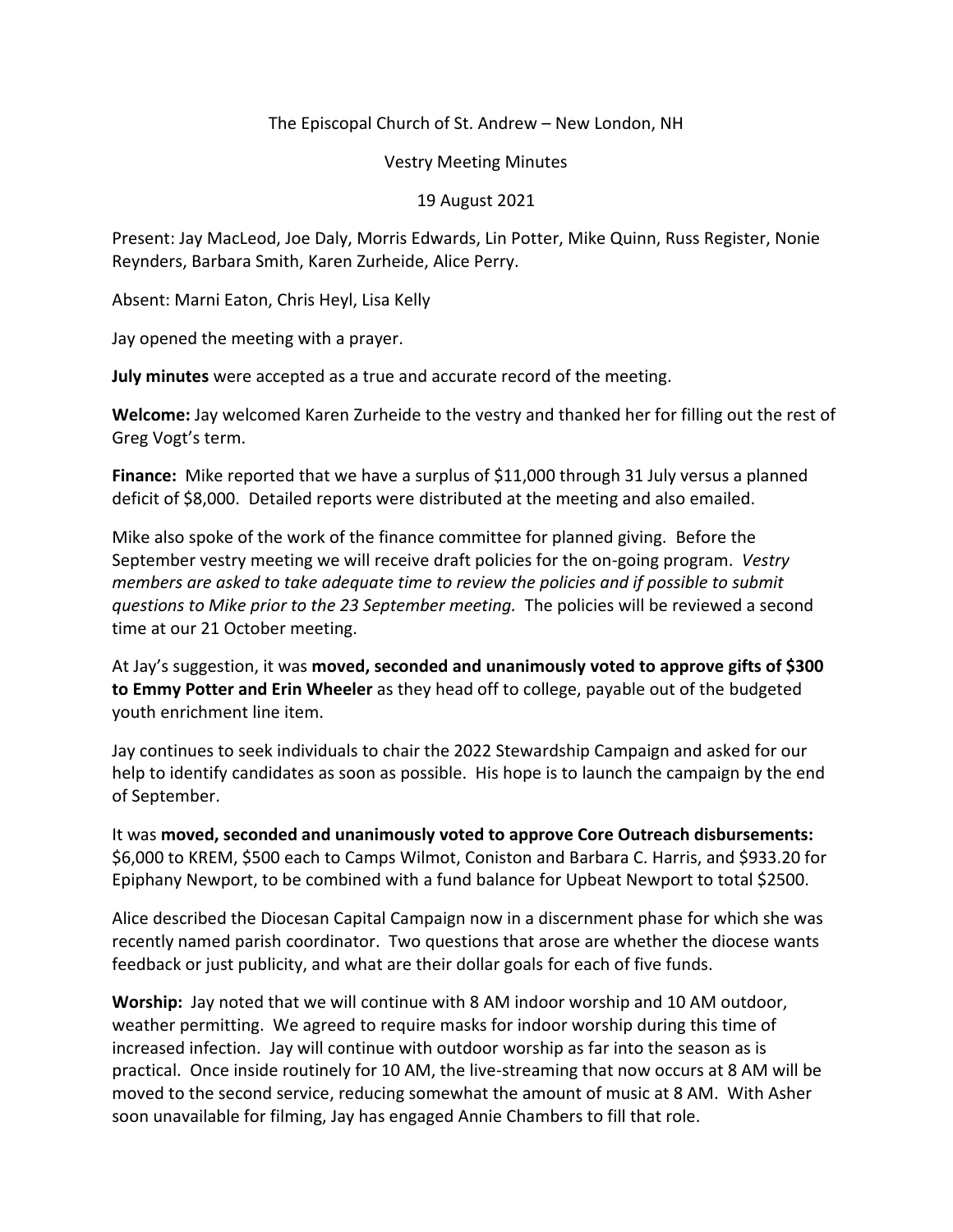The Episcopal Church of St. Andrew – New London, NH

Vestry Meeting Minutes

19 August 2021

Present: Jay MacLeod, Joe Daly, Morris Edwards, Lin Potter, Mike Quinn, Russ Register, Nonie Reynders, Barbara Smith, Karen Zurheide, Alice Perry.

Absent: Marni Eaton, Chris Heyl, Lisa Kelly

Jay opened the meeting with a prayer.

**July minutes** were accepted as a true and accurate record of the meeting.

**Welcome:** Jay welcomed Karen Zurheide to the vestry and thanked her for filling out the rest of Greg Vogt's term.

**Finance:** Mike reported that we have a surplus of $11,000 through 31 July versus a planned deficit of $8,000. Detailed reports were distributed at the meeting and also emailed.

Mike also spoke of the work of the finance committee for planned giving. Before the September vestry meeting we will receive draft policies for the on-going program. *Vestry members are asked to take adequate time to review the policies and if possible to submit questions to Mike prior to the 23 September meeting.* The policies will be reviewed a second time at our 21 October meeting.

At Jay's suggestion, it was **moved, seconded and unanimously voted to approve gifts of $300 to Emmy Potter and Erin Wheeler** as they head off to college, payable out of the budgeted youth enrichment line item.

Jay continues to seek individuals to chair the 2022 Stewardship Campaign and asked for our help to identify candidates as soon as possible. His hope is to launch the campaign by the end of September.

It was **moved, seconded and unanimously voted to approve Core Outreach disbursements:** $6,000 to KREM, $500 each to Camps Wilmot, Coniston and Barbara C. Harris, and $933.20 for Epiphany Newport, to be combined with a fund balance for Upbeat Newport to total $2500.

Alice described the Diocesan Capital Campaign now in a discernment phase for which she was recently named parish coordinator. Two questions that arose are whether the diocese wants feedback or just publicity, and what are their dollar goals for each of five funds.

**Worship:** Jay noted that we will continue with 8 AM indoor worship and 10 AM outdoor, weather permitting. We agreed to require masks for indoor worship during this time of increased infection. Jay will continue with outdoor worship as far into the season as is practical. Once inside routinely for 10 AM, the live-streaming that now occurs at 8 AM will be moved to the second service, reducing somewhat the amount of music at 8 AM. With Asher soon unavailable for filming, Jay has engaged Annie Chambers to fill that role.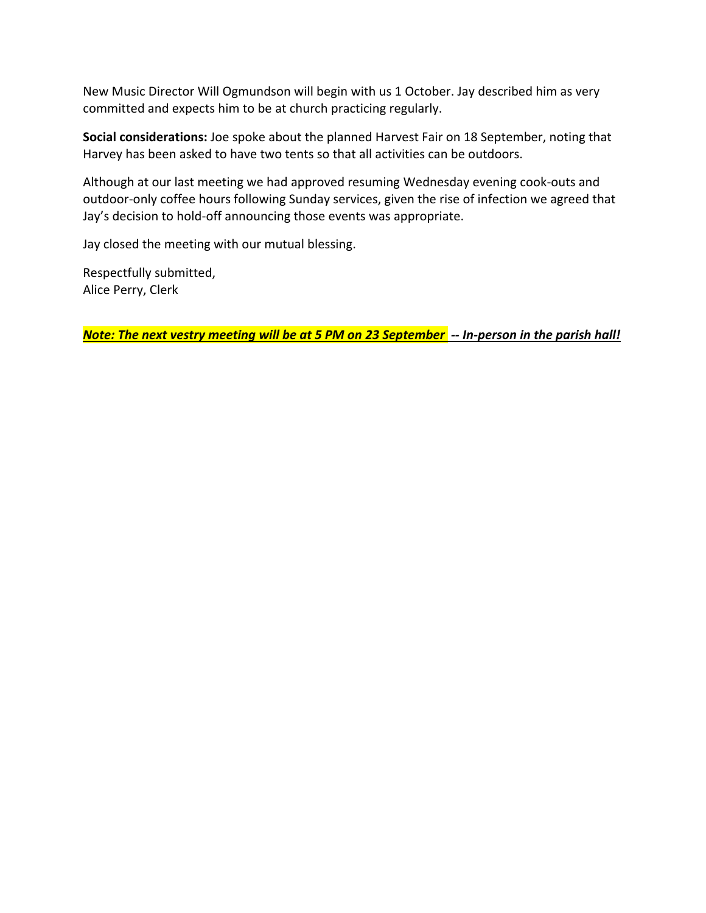New Music Director Will Ogmundson will begin with us 1 October. Jay described him as very committed and expects him to be at church practicing regularly.

**Social considerations:** Joe spoke about the planned Harvest Fair on 18 September, noting that Harvey has been asked to have two tents so that all activities can be outdoors.

Although at our last meeting we had approved resuming Wednesday evening cook-outs and outdoor-only coffee hours following Sunday services, given the rise of infection we agreed that Jay's decision to hold-off announcing those events was appropriate.

Jay closed the meeting with our mutual blessing.

Respectfully submitted,
Alice Perry, Clerk

***Note: The next vestry meeting will be at 5 PM on 23 September -- In-person in the parish hall!***